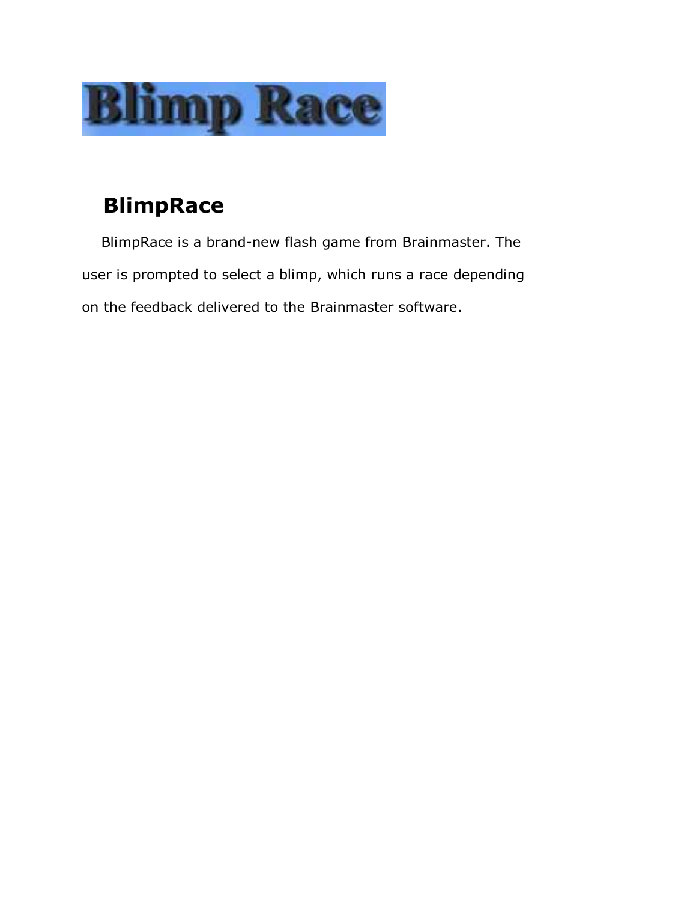# Blimp Race

## BlimpRace

BlimpRace is a brand-new flash game from Brainmaster. The user is prompted to select a blimp, which runs a race depending on the feedback delivered to the Brainmaster software.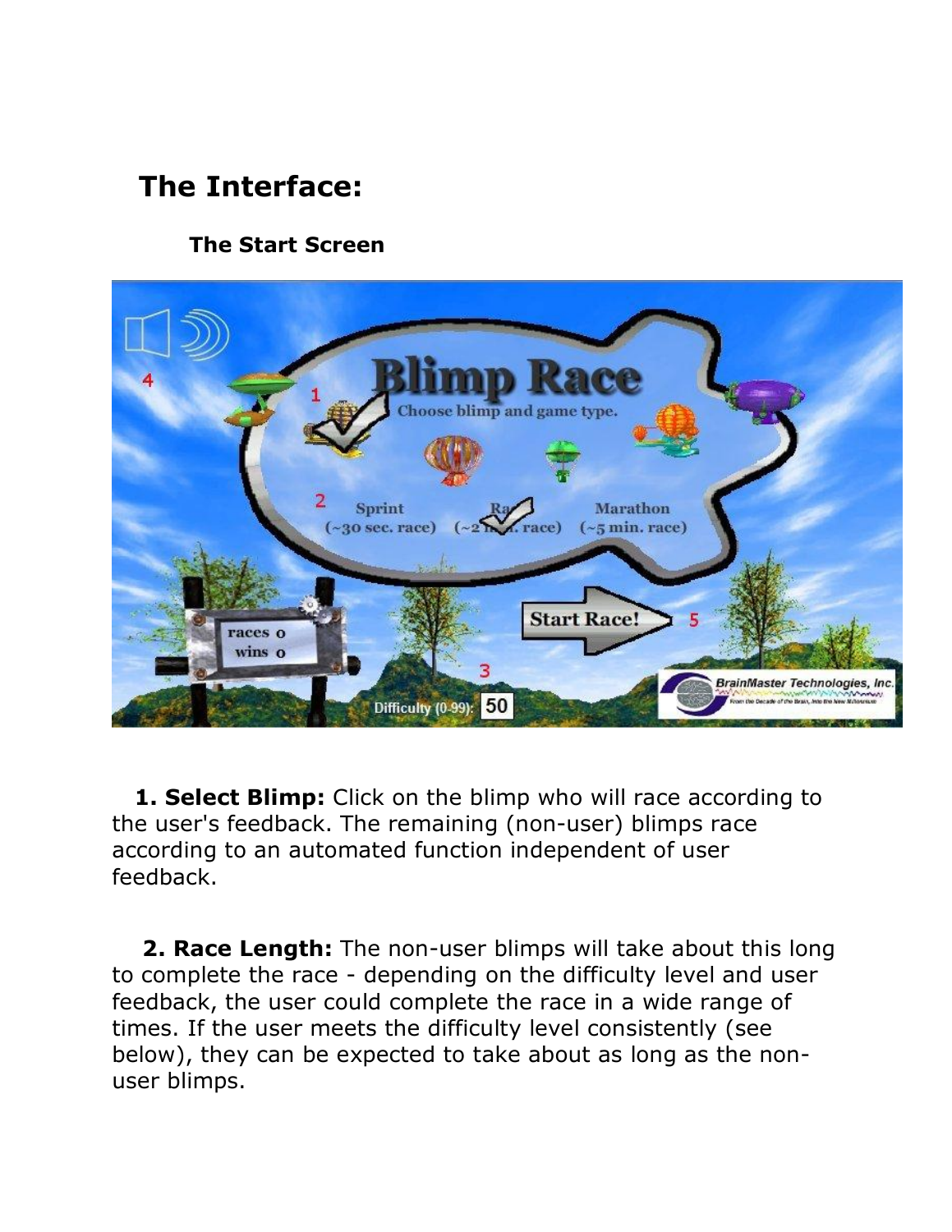# The Interface:

## The Start Screen

**1. Select Blimp:** Click on the blimp who will race according to the user's feedback. The remaining (non-user) blimps race according to an automated function independent of user feedback.

**2. Race Length:** The non-user blimps will take about this long to complete the race - depending on the difficulty level and user feedback, the user could complete the race in a wide range of times. If the user meets the difficulty level consistently (see below), they can be expected to take about as long as the non-user blimps.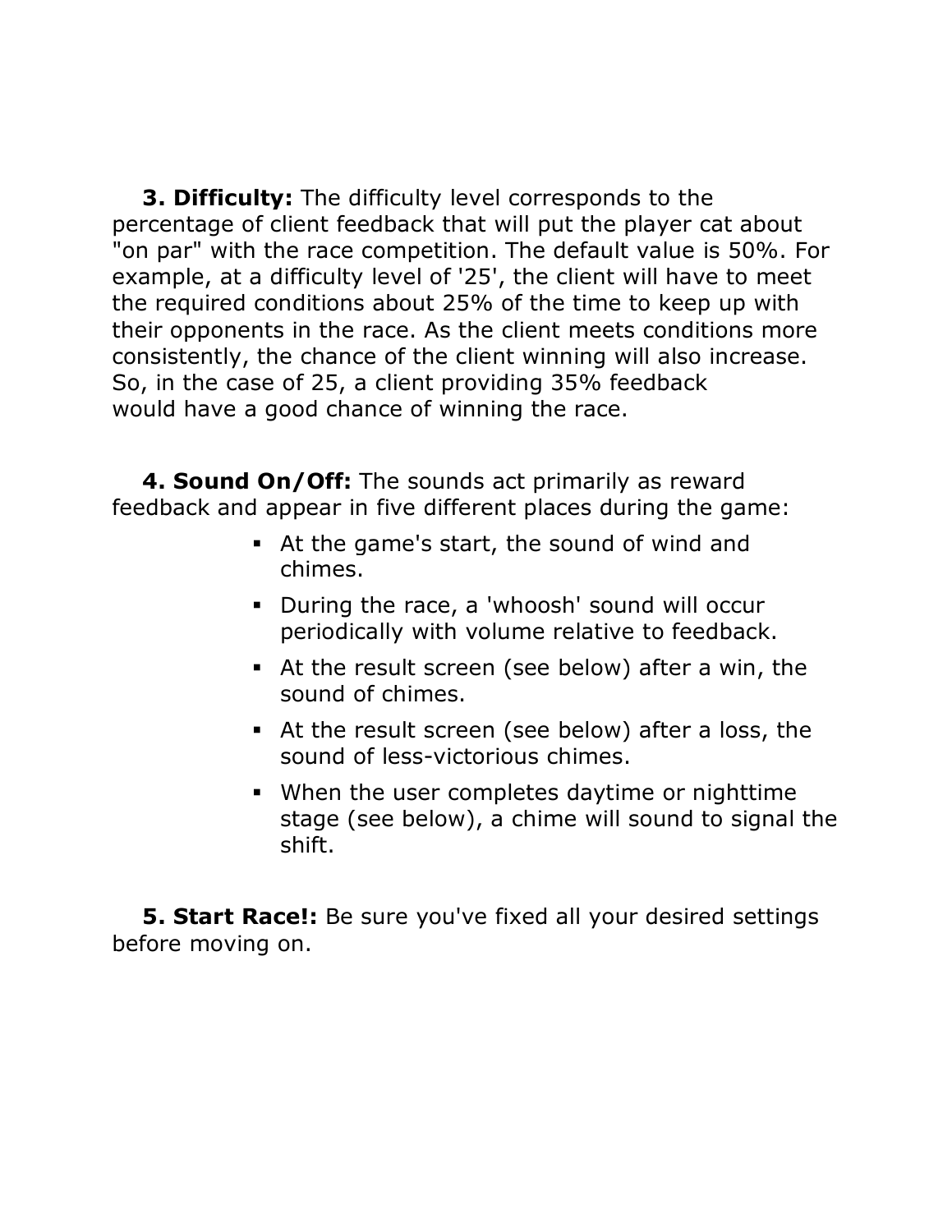**3. Difficulty:** The difficulty level corresponds to the percentage of client feedback that will put the player cat about "on par" with the race competition. The default value is 50%. For example, at a difficulty level of '25', the client will have to meet the required conditions about 25% of the time to keep up with their opponents in the race. As the client meets conditions more consistently, the chance of the client winning will also increase. So, in the case of 25, a client providing 35% feedback would have a good chance of winning the race.

**4. Sound On/Off:** The sounds act primarily as reward feedback and appear in five different places during the game:

- At the game's start, the sound of wind and chimes.
- During the race, a 'whoosh' sound will occur periodically with volume relative to feedback.
- At the result screen (see below) after a win, the sound of chimes.
- At the result screen (see below) after a loss, the sound of less-victorious chimes.
- When the user completes daytime or nighttime stage (see below), a chime will sound to signal the shift.

**5. Start Race!:** Be sure you've fixed all your desired settings before moving on.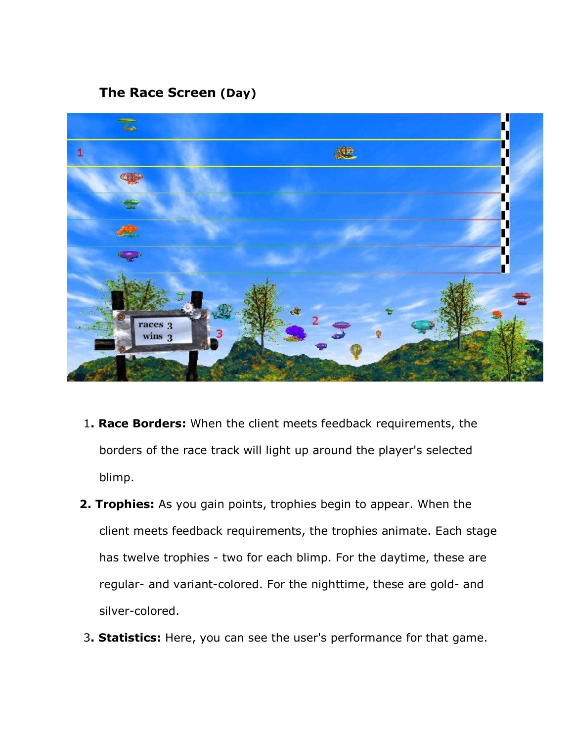**The Race Screen (Day)**

1. **Race Borders:** When the client meets feedback requirements, the borders of the race track will light up around the player's selected blimp.
2. **Trophies:** As you gain points, trophies begin to appear. When the client meets feedback requirements, the trophies animate. Each stage has twelve trophies - two for each blimp. For the daytime, these are regular- and variant-colored. For the nighttime, these are gold- and silver-colored.
3. **Statistics:** Here, you can see the user's performance for that game.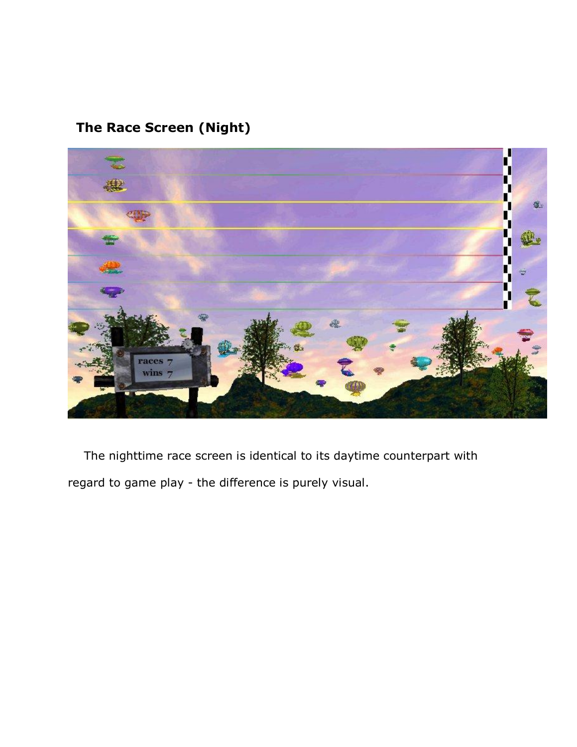## The Race Screen (Night)

The nighttime race screen is identical to its daytime counterpart with regard to game play - the difference is purely visual.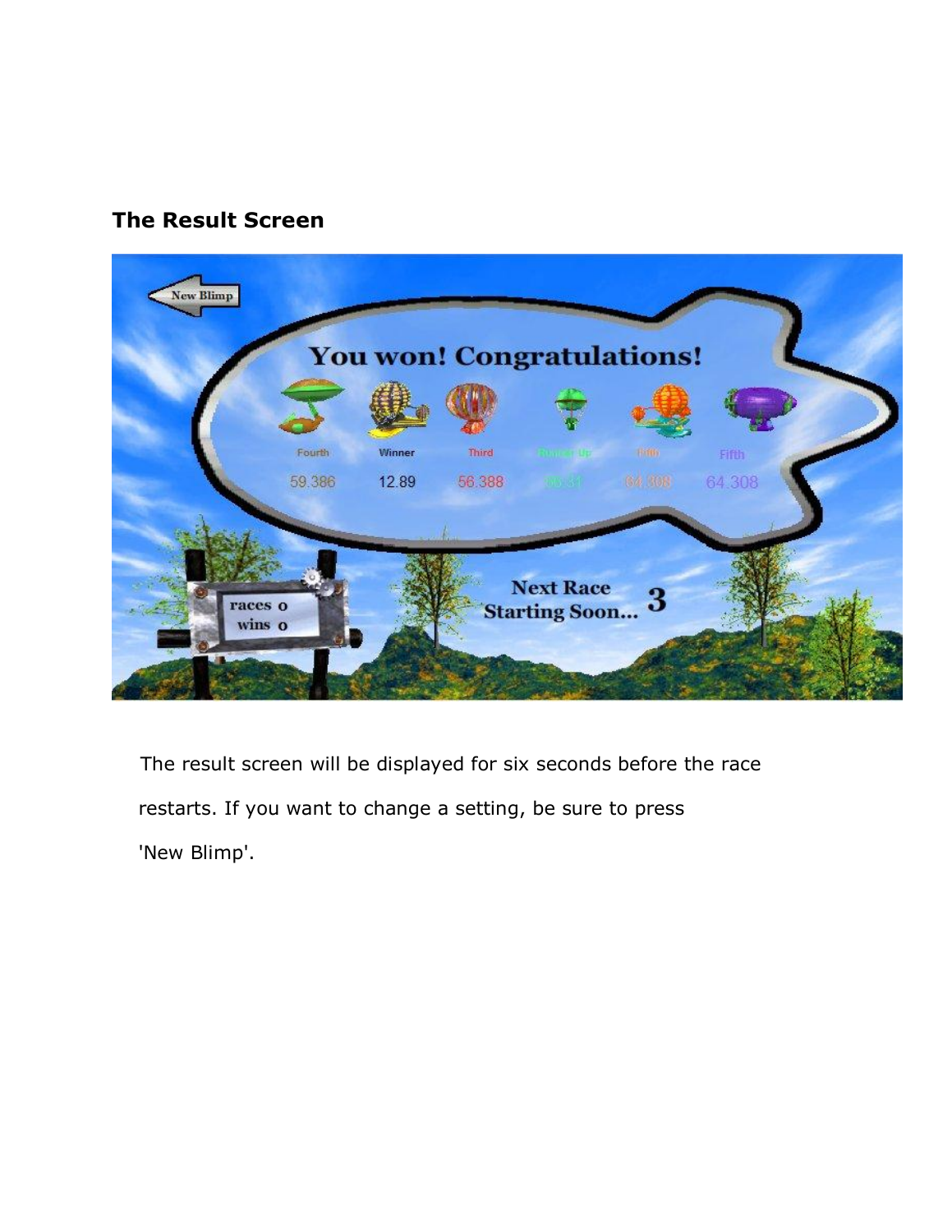## The Result Screen

The result screen will be displayed for six seconds before the race restarts. If you want to change a setting, be sure to press 'New Blimp'.